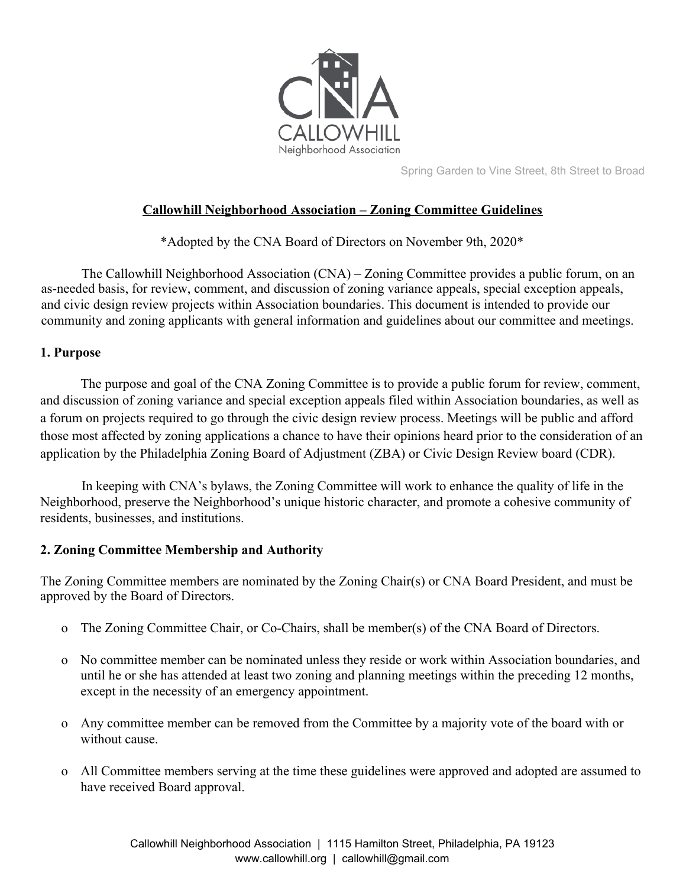Spring Garden to Vine Street, 8th Street to Broad

# Callowhill Neighborhood Association – Zoning Committee Guidelines

*Adopted by the CNA Board of Directors on November 9th, 2020*

The Callowhill Neighborhood Association (CNA) – Zoning Committee provides a public forum, on an as-needed basis, for review, comment, and discussion of zoning variance appeals, special exception appeals, and civic design review projects within Association boundaries. This document is intended to provide our community and zoning applicants with general information and guidelines about our committee and meetings.

## 1. Purpose

The purpose and goal of the CNA Zoning Committee is to provide a public forum for review, comment, and discussion of zoning variance and special exception appeals filed within Association boundaries, as well as a forum on projects required to go through the civic design review process. Meetings will be public and afford those most affected by zoning applications a chance to have their opinions heard prior to the consideration of an application by the Philadelphia Zoning Board of Adjustment (ZBA) or Civic Design Review board (CDR).

In keeping with CNA's bylaws, the Zoning Committee will work to enhance the quality of life in the Neighborhood, preserve the Neighborhood's unique historic character, and promote a cohesive community of residents, businesses, and institutions.

## 2. Zoning Committee Membership and Authority

The Zoning Committee members are nominated by the Zoning Chair(s) or CNA Board President, and must be approved by the Board of Directors.

- The Zoning Committee Chair, or Co-Chairs, shall be member(s) of the CNA Board of Directors.
- No committee member can be nominated unless they reside or work within Association boundaries, and until he or she has attended at least two zoning and planning meetings within the preceding 12 months, except in the necessity of an emergency appointment.
- Any committee member can be removed from the Committee by a majority vote of the board with or without cause.
- All Committee members serving at the time these guidelines were approved and adopted are assumed to have received Board approval.

Callowhill Neighborhood Association | 1115 Hamilton Street, Philadelphia, PA 19123
www.callowhill.org | callowhill@gmail.com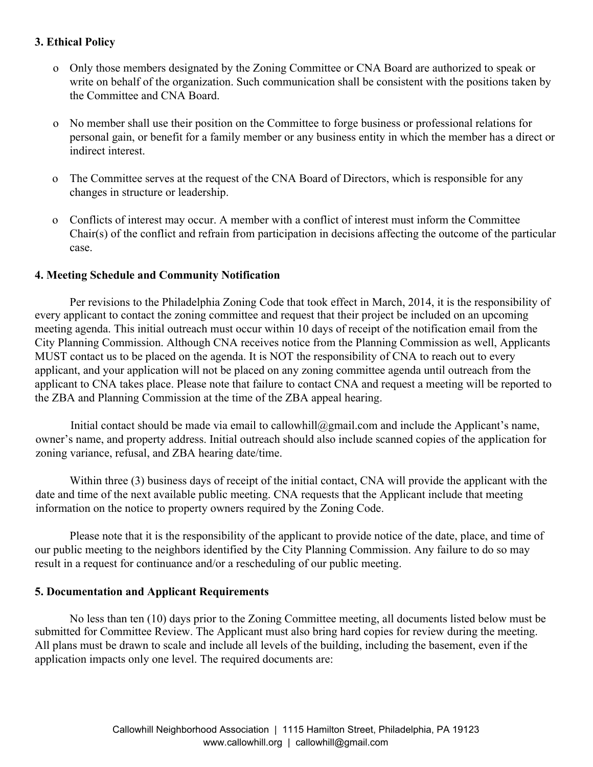### 3. Ethical Policy

- Only those members designated by the Zoning Committee or CNA Board are authorized to speak or write on behalf of the organization. Such communication shall be consistent with the positions taken by the Committee and CNA Board.
- No member shall use their position on the Committee to forge business or professional relations for personal gain, or benefit for a family member or any business entity in which the member has a direct or indirect interest.
- The Committee serves at the request of the CNA Board of Directors, which is responsible for any changes in structure or leadership.
- Conflicts of interest may occur. A member with a conflict of interest must inform the Committee Chair(s) of the conflict and refrain from participation in decisions affecting the outcome of the particular case.

### 4. Meeting Schedule and Community Notification

Per revisions to the Philadelphia Zoning Code that took effect in March, 2014, it is the responsibility of every applicant to contact the zoning committee and request that their project be included on an upcoming meeting agenda. This initial outreach must occur within 10 days of receipt of the notification email from the City Planning Commission. Although CNA receives notice from the Planning Commission as well, Applicants MUST contact us to be placed on the agenda. It is NOT the responsibility of CNA to reach out to every applicant, and your application will not be placed on any zoning committee agenda until outreach from the applicant to CNA takes place. Please note that failure to contact CNA and request a meeting will be reported to the ZBA and Planning Commission at the time of the ZBA appeal hearing.

Initial contact should be made via email to callowhill@gmail.com and include the Applicant's name, owner's name, and property address. Initial outreach should also include scanned copies of the application for zoning variance, refusal, and ZBA hearing date/time.

Within three (3) business days of receipt of the initial contact, CNA will provide the applicant with the date and time of the next available public meeting. CNA requests that the Applicant include that meeting information on the notice to property owners required by the Zoning Code.

Please note that it is the responsibility of the applicant to provide notice of the date, place, and time of our public meeting to the neighbors identified by the City Planning Commission. Any failure to do so may result in a request for continuance and/or a rescheduling of our public meeting.

### 5. Documentation and Applicant Requirements

No less than ten (10) days prior to the Zoning Committee meeting, all documents listed below must be submitted for Committee Review. The Applicant must also bring hard copies for review during the meeting. All plans must be drawn to scale and include all levels of the building, including the basement, even if the application impacts only one level. The required documents are: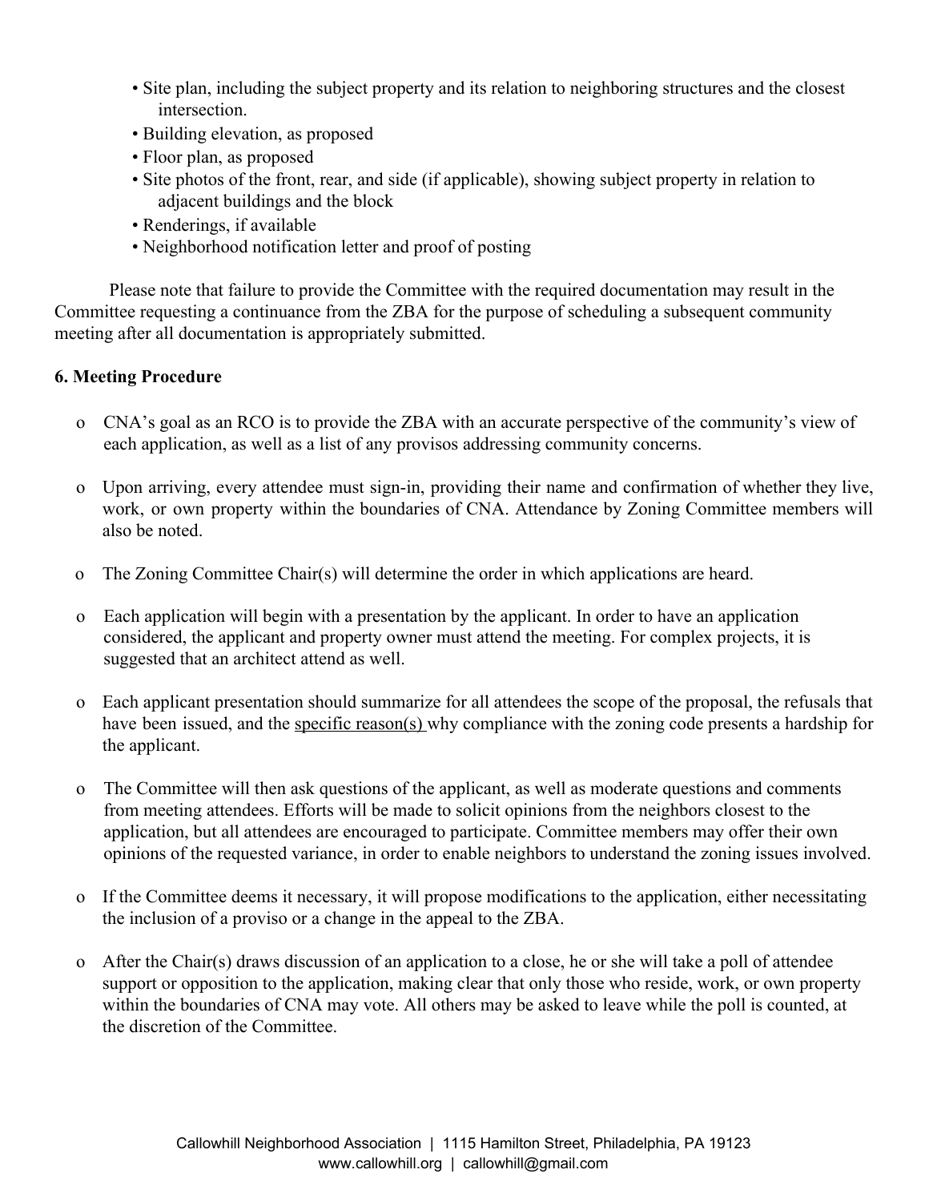- Site plan, including the subject property and its relation to neighboring structures and the closest intersection.
- Building elevation, as proposed
- Floor plan, as proposed
- Site photos of the front, rear, and side (if applicable), showing subject property in relation to adjacent buildings and the block
- Renderings, if available
- Neighborhood notification letter and proof of posting

Please note that failure to provide the Committee with the required documentation may result in the Committee requesting a continuance from the ZBA for the purpose of scheduling a subsequent community meeting after all documentation is appropriately submitted.

**6. Meeting Procedure**

- CNA's goal as an RCO is to provide the ZBA with an accurate perspective of the community's view of each application, as well as a list of any provisos addressing community concerns.
- Upon arriving, every attendee must sign-in, providing their name and confirmation of whether they live, work, or own property within the boundaries of CNA. Attendance by Zoning Committee members will also be noted.
- The Zoning Committee Chair(s) will determine the order in which applications are heard.
- Each application will begin with a presentation by the applicant. In order to have an application considered, the applicant and property owner must attend the meeting. For complex projects, it is suggested that an architect attend as well.
- Each applicant presentation should summarize for all attendees the scope of the proposal, the refusals that have been issued, and the <u>specific reason(s)</u> why compliance with the zoning code presents a hardship for the applicant.
- The Committee will then ask questions of the applicant, as well as moderate questions and comments from meeting attendees. Efforts will be made to solicit opinions from the neighbors closest to the application, but all attendees are encouraged to participate. Committee members may offer their own opinions of the requested variance, in order to enable neighbors to understand the zoning issues involved.
- If the Committee deems it necessary, it will propose modifications to the application, either necessitating the inclusion of a proviso or a change in the appeal to the ZBA.
- After the Chair(s) draws discussion of an application to a close, he or she will take a poll of attendee support or opposition to the application, making clear that only those who reside, work, or own property within the boundaries of CNA may vote. All others may be asked to leave while the poll is counted, at the discretion of the Committee.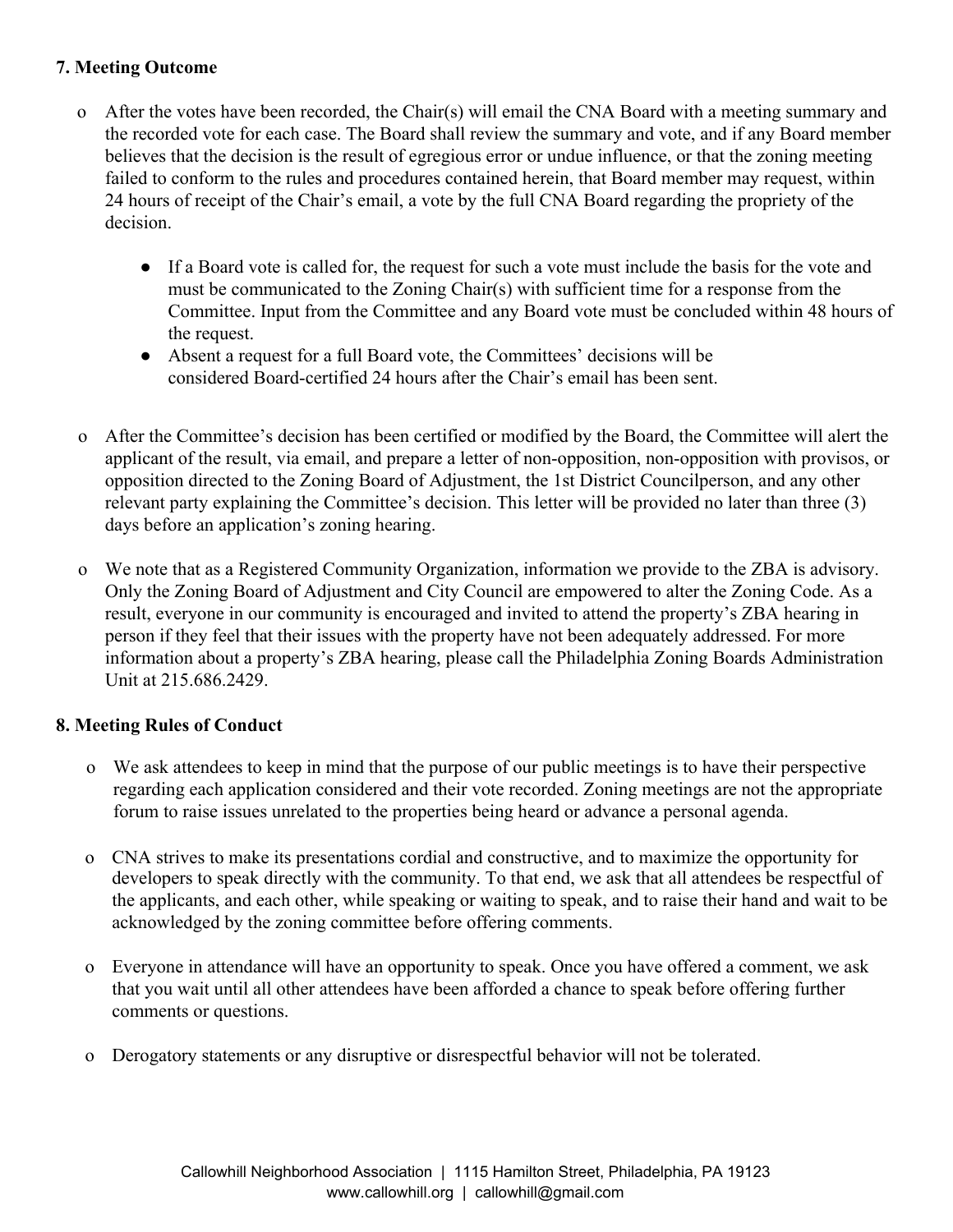### 7. Meeting Outcome

- After the votes have been recorded, the Chair(s) will email the CNA Board with a meeting summary and the recorded vote for each case. The Board shall review the summary and vote, and if any Board member believes that the decision is the result of egregious error or undue influence, or that the zoning meeting failed to conform to the rules and procedures contained herein, that Board member may request, within 24 hours of receipt of the Chair's email, a vote by the full CNA Board regarding the propriety of the decision.
  - If a Board vote is called for, the request for such a vote must include the basis for the vote and must be communicated to the Zoning Chair(s) with sufficient time for a response from the Committee. Input from the Committee and any Board vote must be concluded within 48 hours of the request.
  - Absent a request for a full Board vote, the Committees' decisions will be considered Board-certified 24 hours after the Chair's email has been sent.

- After the Committee's decision has been certified or modified by the Board, the Committee will alert the applicant of the result, via email, and prepare a letter of non-opposition, non-opposition with provisos, or opposition directed to the Zoning Board of Adjustment, the 1st District Councilperson, and any other relevant party explaining the Committee's decision. This letter will be provided no later than three (3) days before an application's zoning hearing.

- We note that as a Registered Community Organization, information we provide to the ZBA is advisory. Only the Zoning Board of Adjustment and City Council are empowered to alter the Zoning Code. As a result, everyone in our community is encouraged and invited to attend the property's ZBA hearing in person if they feel that their issues with the property have not been adequately addressed. For more information about a property's ZBA hearing, please call the Philadelphia Zoning Boards Administration Unit at 215.686.2429.

### 8. Meeting Rules of Conduct

- We ask attendees to keep in mind that the purpose of our public meetings is to have their perspective regarding each application considered and their vote recorded. Zoning meetings are not the appropriate forum to raise issues unrelated to the properties being heard or advance a personal agenda.

- CNA strives to make its presentations cordial and constructive, and to maximize the opportunity for developers to speak directly with the community. To that end, we ask that all attendees be respectful of the applicants, and each other, while speaking or waiting to speak, and to raise their hand and wait to be acknowledged by the zoning committee before offering comments.

- Everyone in attendance will have an opportunity to speak. Once you have offered a comment, we ask that you wait until all other attendees have been afforded a chance to speak before offering further comments or questions.

- Derogatory statements or any disruptive or disrespectful behavior will not be tolerated.